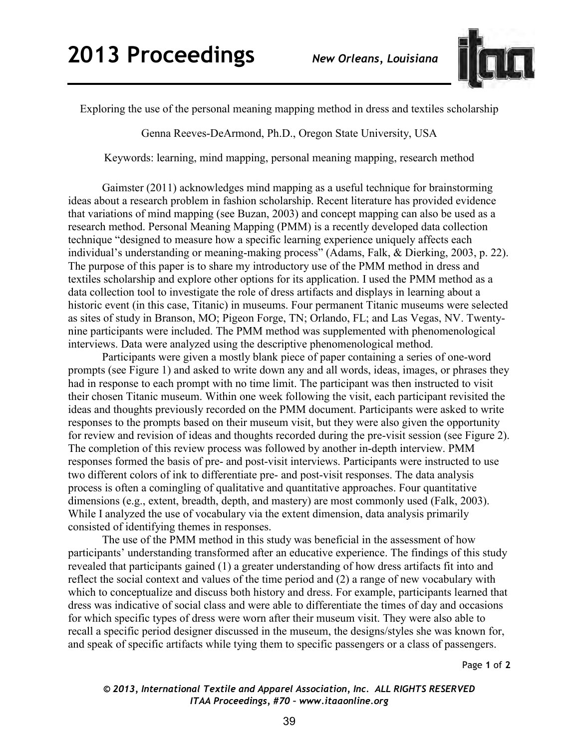# Exploring the use of the personal meaning mapping method in dress and textiles scholarship

Genna Reeves-DeArmond, Ph.D., Oregon State University, USA

Keywords: learning, mind mapping, personal meaning mapping, research method

Gaimster (2011) acknowledges mind mapping as a useful technique for brainstorming ideas about a research problem in fashion scholarship. Recent literature has provided evidence that variations of mind mapping (see Buzan, 2003) and concept mapping can also be used as a research method. Personal Meaning Mapping (PMM) is a recently developed data collection technique "designed to measure how a specific learning experience uniquely affects each individual's understanding or meaning-making process" (Adams, Falk, & Dierking, 2003, p. 22). The purpose of this paper is to share my introductory use of the PMM method in dress and textiles scholarship and explore other options for its application. I used the PMM method as a data collection tool to investigate the role of dress artifacts and displays in learning about a historic event (in this case, Titanic) in museums. Four permanent Titanic museums were selected as sites of study in Branson, MO; Pigeon Forge, TN; Orlando, FL; and Las Vegas, NV. Twenty-nine participants were included. The PMM method was supplemented with phenomenological interviews. Data were analyzed using the descriptive phenomenological method.

Participants were given a mostly blank piece of paper containing a series of one-word prompts (see Figure 1) and asked to write down any and all words, ideas, images, or phrases they had in response to each prompt with no time limit. The participant was then instructed to visit their chosen Titanic museum. Within one week following the visit, each participant revisited the ideas and thoughts previously recorded on the PMM document. Participants were asked to write responses to the prompts based on their museum visit, but they were also given the opportunity for review and revision of ideas and thoughts recorded during the pre-visit session (see Figure 2). The completion of this review process was followed by another in-depth interview. PMM responses formed the basis of pre- and post-visit interviews. Participants were instructed to use two different colors of ink to differentiate pre- and post-visit responses. The data analysis process is often a comingling of qualitative and quantitative approaches. Four quantitative dimensions (e.g., extent, breadth, depth, and mastery) are most commonly used (Falk, 2003). While I analyzed the use of vocabulary via the extent dimension, data analysis primarily consisted of identifying themes in responses.

The use of the PMM method in this study was beneficial in the assessment of how participants' understanding transformed after an educative experience. The findings of this study revealed that participants gained (1) a greater understanding of how dress artifacts fit into and reflect the social context and values of the time period and (2) a range of new vocabulary with which to conceptualize and discuss both history and dress. For example, participants learned that dress was indicative of social class and were able to differentiate the times of day and occasions for which specific types of dress were worn after their museum visit. They were also able to recall a specific period designer discussed in the museum, the designs/styles she was known for, and speak of specific artifacts while tying them to specific passengers or a class of passengers.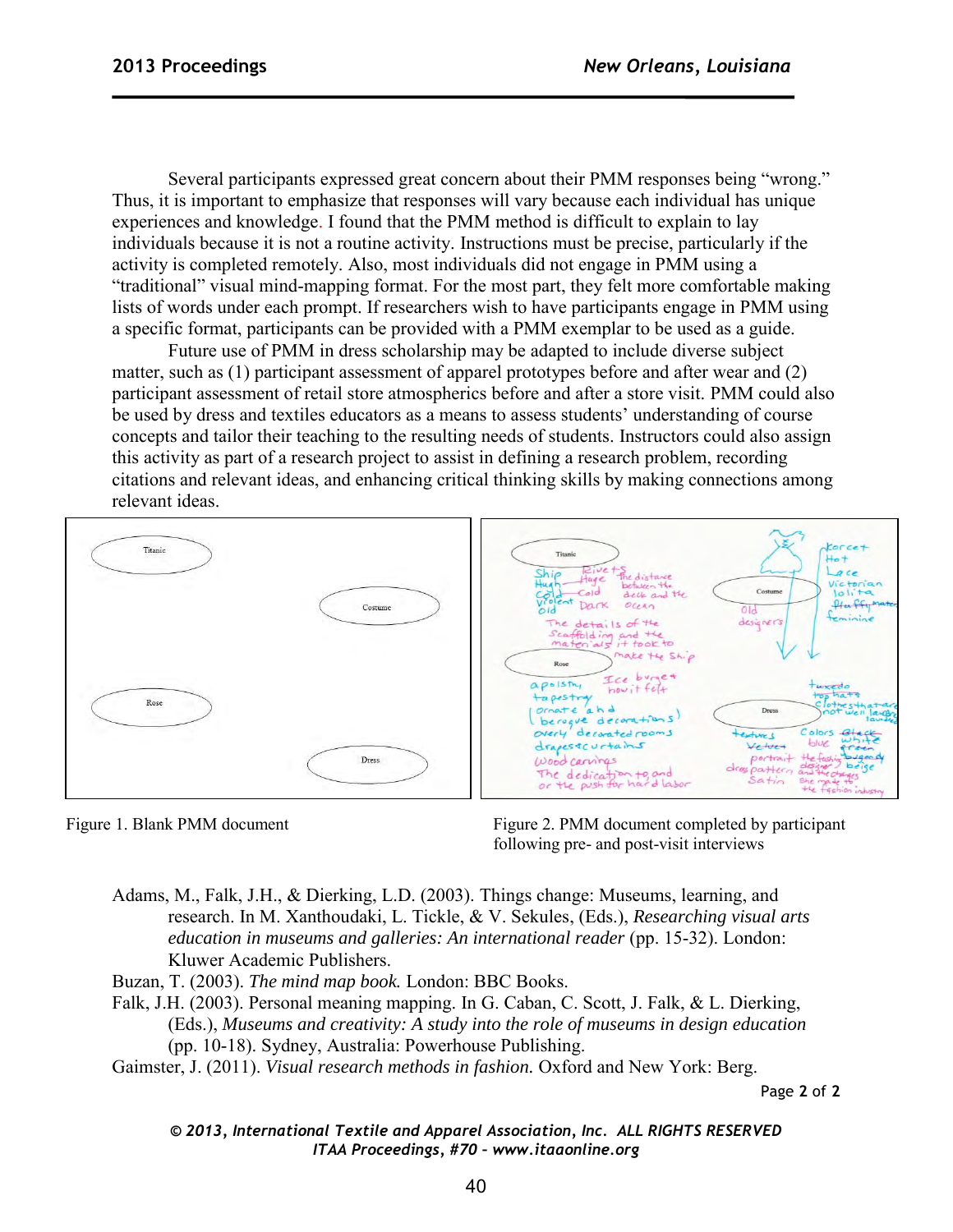Several participants expressed great concern about their PMM responses being "wrong." Thus, it is important to emphasize that responses will vary because each individual has unique experiences and knowledge. I found that the PMM method is difficult to explain to lay individuals because it is not a routine activity. Instructions must be precise, particularly if the activity is completed remotely. Also, most individuals did not engage in PMM using a "traditional" visual mind-mapping format. For the most part, they felt more comfortable making lists of words under each prompt. If researchers wish to have participants engage in PMM using a specific format, participants can be provided with a PMM exemplar to be used as a guide.

Future use of PMM in dress scholarship may be adapted to include diverse subject matter, such as (1) participant assessment of apparel prototypes before and after wear and (2) participant assessment of retail store atmospherics before and after a store visit. PMM could also be used by dress and textiles educators as a means to assess students' understanding of course concepts and tailor their teaching to the resulting needs of students. Instructors could also assign this activity as part of a research project to assist in defining a research problem, recording citations and relevant ideas, and enhancing critical thinking skills by making connections among relevant ideas.

Figure 1. Blank PMM document

Figure 2. PMM document completed by participant following pre- and post-visit interviews

Adams, M., Falk, J.H., & Dierking, L.D. (2003). Things change: Museums, learning, and research. In M. Xanthoudaki, L. Tickle, & V. Sekules, (Eds.), *Researching visual arts education in museums and galleries: An international reader* (pp. 15-32). London: Kluwer Academic Publishers.

Buzan, T. (2003). *The mind map book.* London: BBC Books.

Falk, J.H. (2003). Personal meaning mapping. In G. Caban, C. Scott, J. Falk, & L. Dierking, (Eds.), *Museums and creativity: A study into the role of museums in design education* (pp. 10-18). Sydney, Australia: Powerhouse Publishing.

Gaimster, J. (2011). *Visual research methods in fashion.* Oxford and New York: Berg.